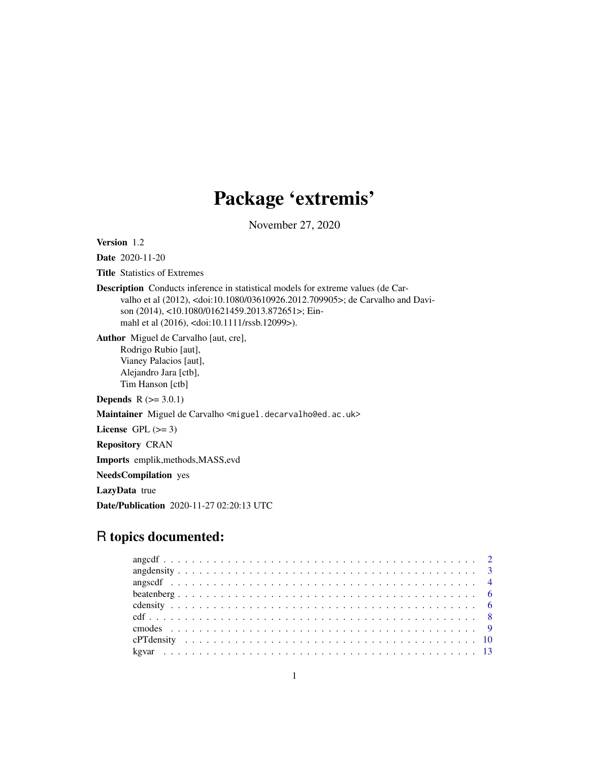# Package 'extremis'

November 27, 2020

**Version** 1.2

**Date** 2020-11-20

**Title** Statistics of Extremes

**Description** Conducts inference in statistical models for extreme values (de Carvalho et al (2012), <doi:10.1080/03610926.2012.709905>; de Carvalho and Davison (2014), <10.1080/01621459.2013.872651>; Einmahl et al (2016), <doi:10.1111/rssb.12099>).

**Author** Miguel de Carvalho [aut, cre],
Rodrigo Rubio [aut],
Vianey Palacios [aut],
Alejandro Jara [ctb],
Tim Hanson [ctb]

**Depends** R (>= 3.0.1)

**Maintainer** Miguel de Carvalho <miguel.decarvalho@ed.ac.uk>

**License** GPL (>= 3)

**Repository** CRAN

**Imports** emplik,methods,MASS,evd

**NeedsCompilation** yes

**LazyData** true

**Date/Publication** 2020-11-27 02:20:13 UTC

## R topics documented:

| | |
|---|---|
| angcdf | 2 |
| angdensity | 3 |
| angscdf | 4 |
| beatenberg | 6 |
| cdensity | 6 |
| cdf | 8 |
| cmodes | 9 |
| cPTdensity | 10 |
| kgvar | 13 |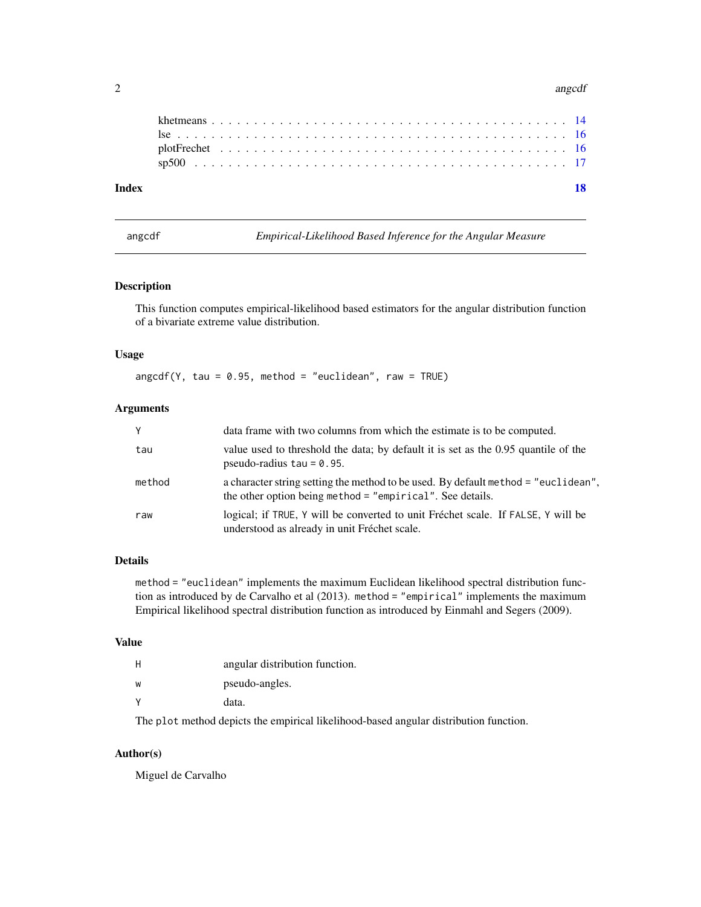khetmeans . . . . . . . . . . . . . . . . . . . . . . . . . . . . . . . . . . . . . . 14
lse . . . . . . . . . . . . . . . . . . . . . . . . . . . . . . . . . . . . . . . . . . 16
plotFrechet . . . . . . . . . . . . . . . . . . . . . . . . . . . . . . . . . . . . . 16
sp500 . . . . . . . . . . . . . . . . . . . . . . . . . . . . . . . . . . . . . . . . 17

**Index** **18**

---

# angcdf — *Empirical-Likelihood Based Inference for the Angular Measure*

---

## Description

This function computes empirical-likelihood based estimators for the angular distribution function of a bivariate extreme value distribution.

## Usage

```
angcdf(Y, tau = 0.95, method = "euclidean", raw = TRUE)
```

## Arguments

| | |
|---|---|
| `Y` | data frame with two columns from which the estimate is to be computed. |
| `tau` | value used to threshold the data; by default it is set as the 0.95 quantile of the pseudo-radius `tau = 0.95`. |
| `method` | a character string setting the method to be used. By default `method = "euclidean"`, the other option being `method = "empirical"`. See details. |
| `raw` | logical; if `TRUE`, `Y` will be converted to unit Fréchet scale. If `FALSE`, `Y` will be understood as already in unit Fréchet scale. |

## Details

`method = "euclidean"` implements the maximum Euclidean likelihood spectral distribution function as introduced by de Carvalho et al (2013). `method = "empirical"` implements the maximum Empirical likelihood spectral distribution function as introduced by Einmahl and Segers (2009).

## Value

| | |
|---|---|
| `H` | angular distribution function. |
| `w` | pseudo-angles. |
| `Y` | data. |

The `plot` method depicts the empirical likelihood-based angular distribution function.

## Author(s)

Miguel de Carvalho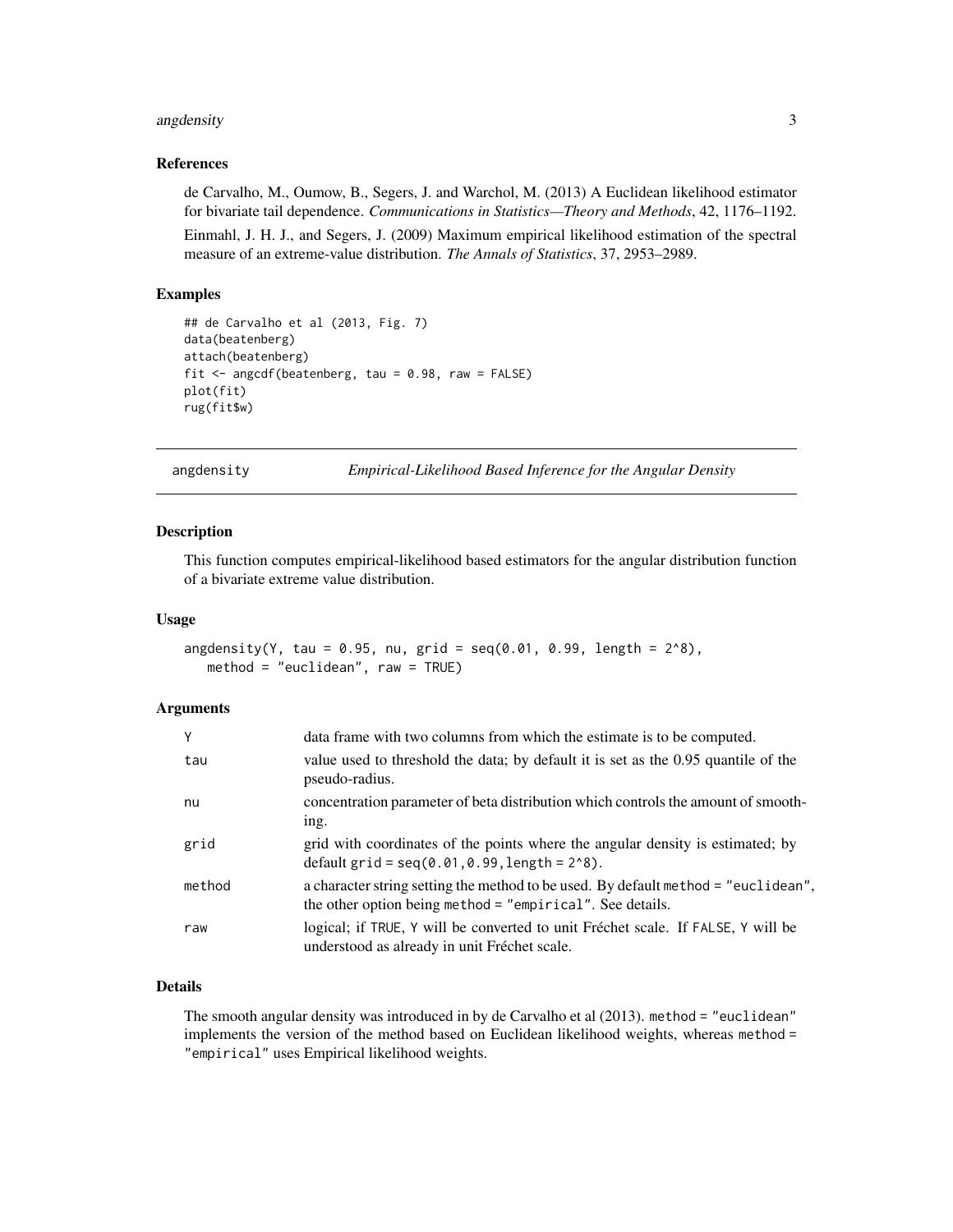### References

de Carvalho, M., Oumow, B., Segers, J. and Warchol, M. (2013) A Euclidean likelihood estimator for bivariate tail dependence. *Communications in Statistics—Theory and Methods*, 42, 1176–1192.

Einmahl, J. H. J., and Segers, J. (2009) Maximum empirical likelihood estimation of the spectral measure of an extreme-value distribution. *The Annals of Statistics*, 37, 2953–2989.

### Examples

```
## de Carvalho et al (2013, Fig. 7)
data(beatenberg)
attach(beatenberg)
fit <- angcdf(beatenberg, tau = 0.98, raw = FALSE)
plot(fit)
rug(fit$w)
```

---

## angdensity — *Empirical-Likelihood Based Inference for the Angular Density*

### Description

This function computes empirical-likelihood based estimators for the angular distribution function of a bivariate extreme value distribution.

### Usage

```
angdensity(Y, tau = 0.95, nu, grid = seq(0.01, 0.99, length = 2^8),
   method = "euclidean", raw = TRUE)
```

### Arguments

| | |
|---|---|
| `Y` | data frame with two columns from which the estimate is to be computed. |
| `tau` | value used to threshold the data; by default it is set as the 0.95 quantile of the pseudo-radius. |
| `nu` | concentration parameter of beta distribution which controls the amount of smoothing. |
| `grid` | grid with coordinates of the points where the angular density is estimated; by default `grid = seq(0.01,0.99,length = 2^8)`. |
| `method` | a character string setting the method to be used. By default `method = "euclidean"`, the other option being `method = "empirical"`. See details. |
| `raw` | logical; if `TRUE`, `Y` will be converted to unit Fréchet scale. If `FALSE`, `Y` will be understood as already in unit Fréchet scale. |

### Details

The smooth angular density was introduced in by de Carvalho et al (2013). `method = "euclidean"` implements the version of the method based on Euclidean likelihood weights, whereas `method = "empirical"` uses Empirical likelihood weights.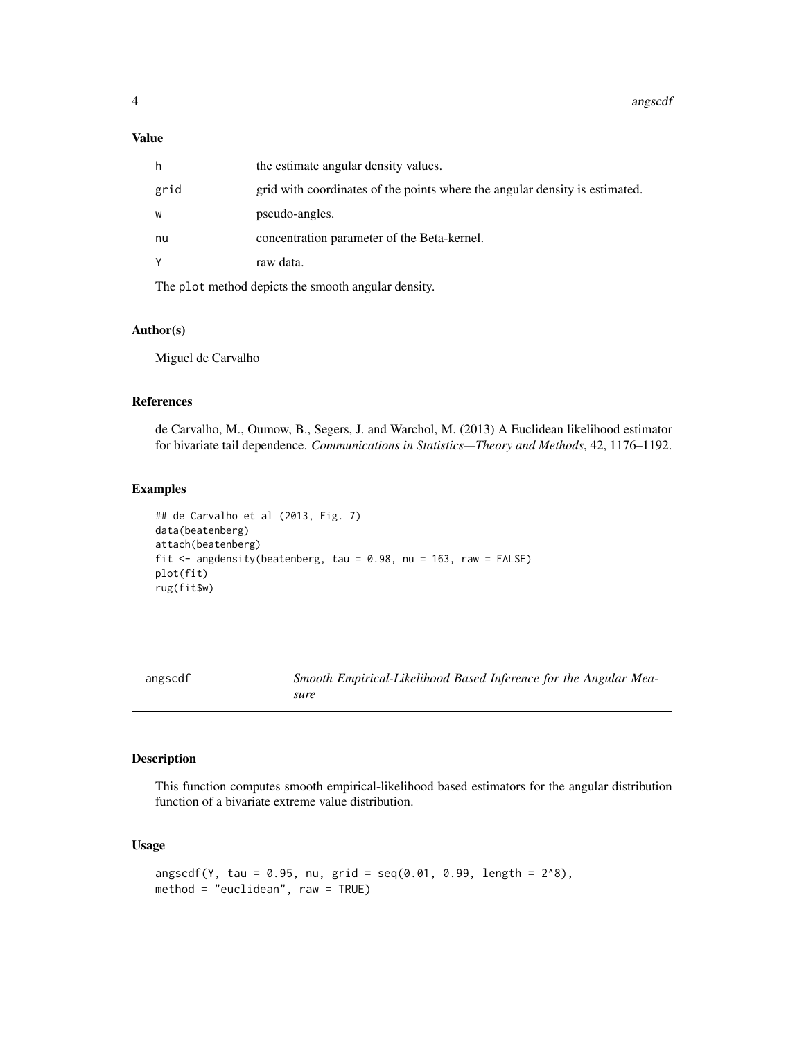### Value

| | |
|---|---|
| h | the estimate angular density values. |
| grid | grid with coordinates of the points where the angular density is estimated. |
| w | pseudo-angles. |
| nu | concentration parameter of the Beta-kernel. |
| Y | raw data. |

The plot method depicts the smooth angular density.

### Author(s)

Miguel de Carvalho

### References

de Carvalho, M., Oumow, B., Segers, J. and Warchol, M. (2013) A Euclidean likelihood estimator for bivariate tail dependence. *Communications in Statistics—Theory and Methods*, 42, 1176–1192.

### Examples

```
## de Carvalho et al (2013, Fig. 7)
data(beatenberg)
attach(beatenberg)
fit <- angdensity(beatenberg, tau = 0.98, nu = 163, raw = FALSE)
plot(fit)
rug(fit$w)
```

---

## angscdf — *Smooth Empirical-Likelihood Based Inference for the Angular Measure*

### Description

This function computes smooth empirical-likelihood based estimators for the angular distribution function of a bivariate extreme value distribution.

### Usage

```
angscdf(Y, tau = 0.95, nu, grid = seq(0.01, 0.99, length = 2^8),
method = "euclidean", raw = TRUE)
```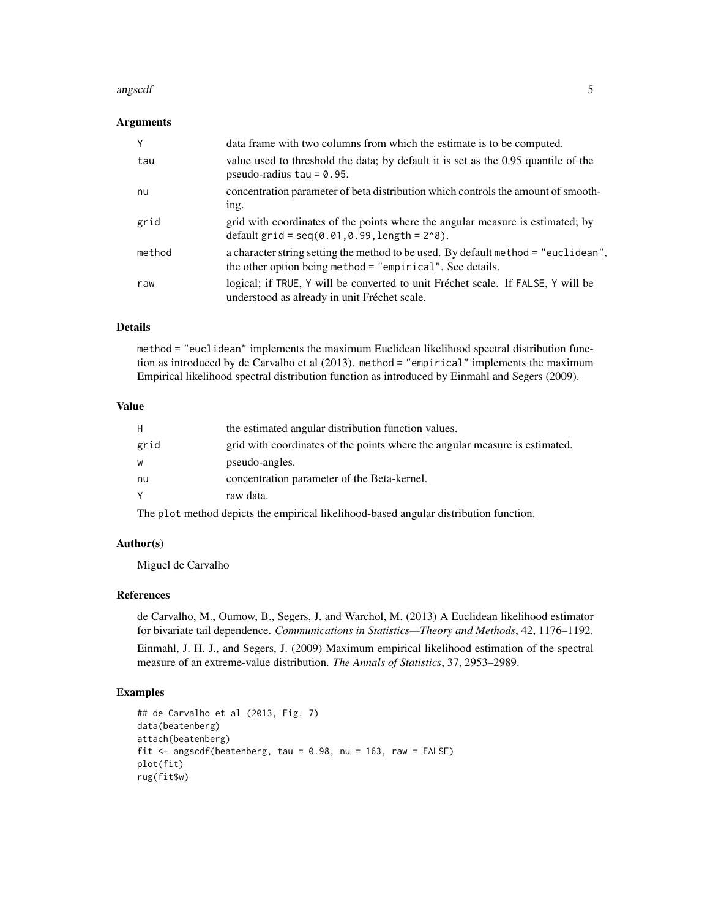### Arguments

| | |
|---|---|
| `Y` | data frame with two columns from which the estimate is to be computed. |
| `tau` | value used to threshold the data; by default it is set as the 0.95 quantile of the pseudo-radius `tau = 0.95`. |
| `nu` | concentration parameter of beta distribution which controls the amount of smoothing. |
| `grid` | grid with coordinates of the points where the angular measure is estimated; by default `grid = seq(0.01,0.99,length = 2^8)`. |
| `method` | a character string setting the method to be used. By default `method = "euclidean"`, the other option being `method = "empirical"`. See details. |
| `raw` | logical; if `TRUE`, `Y` will be converted to unit Fréchet scale. If `FALSE`, `Y` will be understood as already in unit Fréchet scale. |

### Details

`method = "euclidean"` implements the maximum Euclidean likelihood spectral distribution function as introduced by de Carvalho et al (2013). `method = "empirical"` implements the maximum Empirical likelihood spectral distribution function as introduced by Einmahl and Segers (2009).

### Value

| | |
|---|---|
| `H` | the estimated angular distribution function values. |
| `grid` | grid with coordinates of the points where the angular measure is estimated. |
| `w` | pseudo-angles. |
| `nu` | concentration parameter of the Beta-kernel. |
| `Y` | raw data. |

The `plot` method depicts the empirical likelihood-based angular distribution function.

### Author(s)

Miguel de Carvalho

### References

de Carvalho, M., Oumow, B., Segers, J. and Warchol, M. (2013) A Euclidean likelihood estimator for bivariate tail dependence. *Communications in Statistics—Theory and Methods*, 42, 1176–1192.

Einmahl, J. H. J., and Segers, J. (2009) Maximum empirical likelihood estimation of the spectral measure of an extreme-value distribution. *The Annals of Statistics*, 37, 2953–2989.

### Examples

```
## de Carvalho et al (2013, Fig. 7)
data(beatenberg)
attach(beatenberg)
fit <- angscdf(beatenberg, tau = 0.98, nu = 163, raw = FALSE)
plot(fit)
rug(fit$w)
```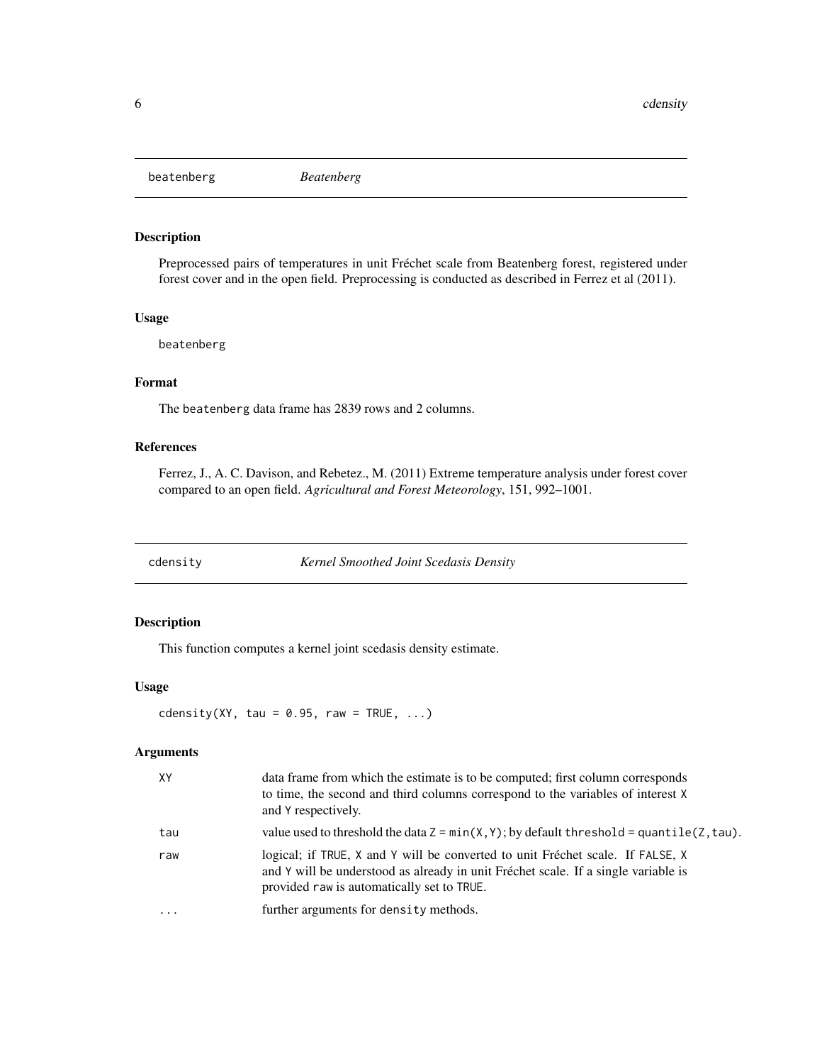## beatenberg *Beatenberg*

### Description

Preprocessed pairs of temperatures in unit Fréchet scale from Beatenberg forest, registered under forest cover and in the open field. Preprocessing is conducted as described in Ferrez et al (2011).

### Usage

```
beatenberg
```

### Format

The beatenberg data frame has 2839 rows and 2 columns.

### References

Ferrez, J., A. C. Davison, and Rebetez., M. (2011) Extreme temperature analysis under forest cover compared to an open field. *Agricultural and Forest Meteorology*, 151, 992–1001.

## cdensity *Kernel Smoothed Joint Scedasis Density*

### Description

This function computes a kernel joint scedasis density estimate.

### Usage

```
cdensity(XY, tau = 0.95, raw = TRUE, ...)
```

### Arguments

| | |
|---|---|
| XY | data frame from which the estimate is to be computed; first column corresponds to time, the second and third columns correspond to the variables of interest X and Y respectively. |
| tau | value used to threshold the data Z = min(X,Y); by default threshold = quantile(Z,tau). |
| raw | logical; if TRUE, X and Y will be converted to unit Fréchet scale. If FALSE, X and Y will be understood as already in unit Fréchet scale. If a single variable is provided raw is automatically set to TRUE. |
| ... | further arguments for density methods. |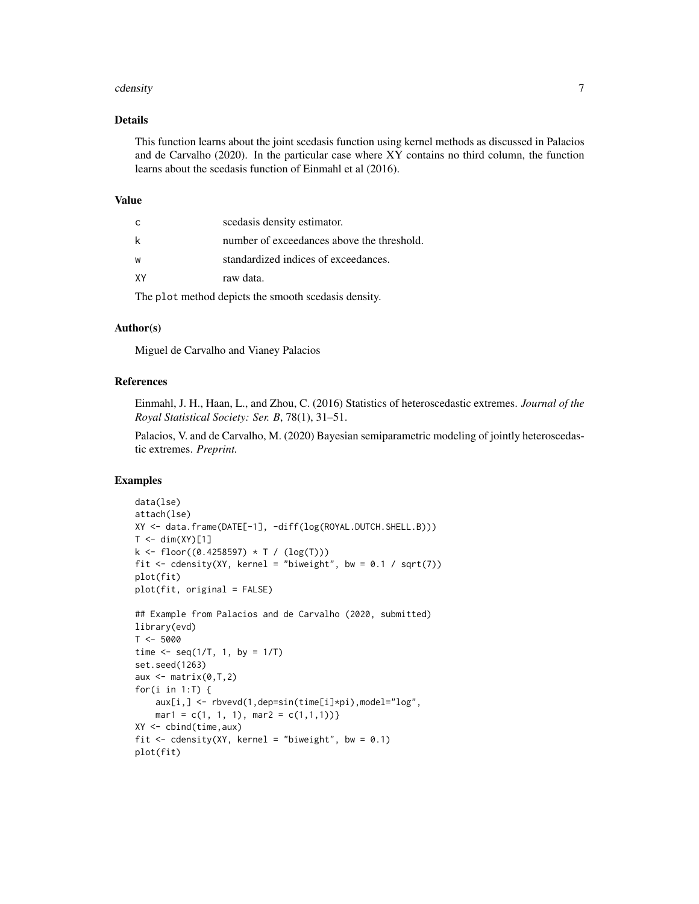## Details

This function learns about the joint scedasis function using kernel methods as discussed in Palacios and de Carvalho (2020). In the particular case where XY contains no third column, the function learns about the scedasis function of Einmahl et al (2016).

## Value

| | |
|---|---|
| c | scedasis density estimator. |
| k | number of exceedances above the threshold. |
| w | standardized indices of exceedances. |
| XY | raw data. |

The plot method depicts the smooth scedasis density.

## Author(s)

Miguel de Carvalho and Vianey Palacios

## References

Einmahl, J. H., Haan, L., and Zhou, C. (2016) Statistics of heteroscedastic extremes. *Journal of the Royal Statistical Society: Ser. B*, 78(1), 31–51.

Palacios, V. and de Carvalho, M. (2020) Bayesian semiparametric modeling of jointly heteroscedastic extremes. *Preprint.*

## Examples

```
data(lse)
attach(lse)
XY <- data.frame(DATE[-1], -diff(log(ROYAL.DUTCH.SHELL.B)))
T <- dim(XY)[1]
k <- floor((0.4258597) * T / (log(T)))
fit <- cdensity(XY, kernel = "biweight", bw = 0.1 / sqrt(7))
plot(fit)
plot(fit, original = FALSE)

## Example from Palacios and de Carvalho (2020, submitted)
library(evd)
T <- 5000
time <- seq(1/T, 1, by = 1/T)
set.seed(1263)
aux <- matrix(0,T,2)
for(i in 1:T) {
    aux[i,] <- rbvevd(1,dep=sin(time[i]*pi),model="log",
    mar1 = c(1, 1, 1), mar2 = c(1,1,1))}
XY <- cbind(time,aux)
fit <- cdensity(XY, kernel = "biweight", bw = 0.1)
plot(fit)
```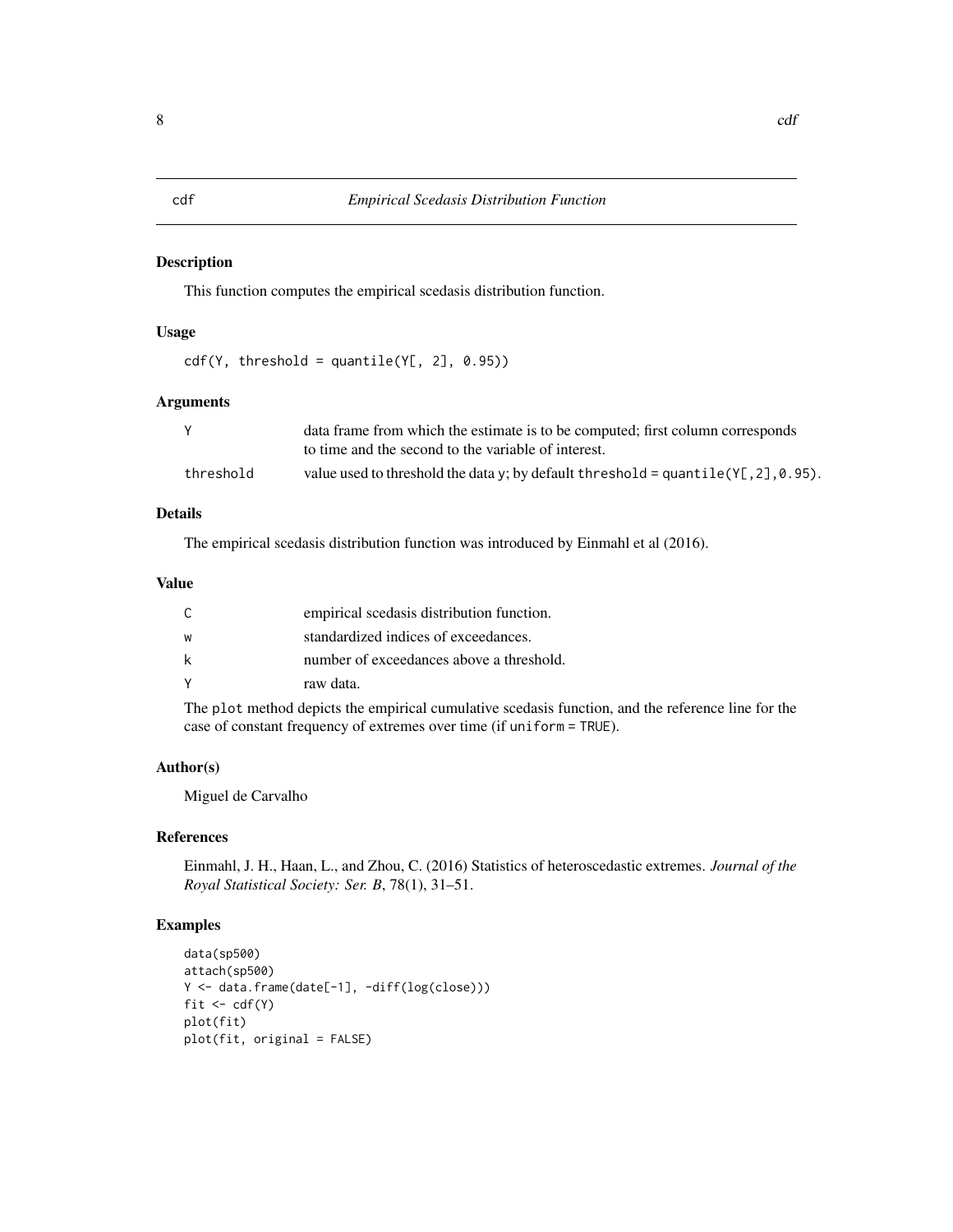# cdf — *Empirical Scedasis Distribution Function*

## Description

This function computes the empirical scedasis distribution function.

## Usage

```
cdf(Y, threshold = quantile(Y[, 2], 0.95))
```

## Arguments

| | |
|---|---|
| `Y` | data frame from which the estimate is to be computed; first column corresponds to time and the second to the variable of interest. |
| `threshold` | value used to threshold the data y; by default `threshold = quantile(Y[,2],0.95)`. |

## Details

The empirical scedasis distribution function was introduced by Einmahl et al (2016).

## Value

| | |
|---|---|
| `C` | empirical scedasis distribution function. |
| `w` | standardized indices of exceedances. |
| `k` | number of exceedances above a threshold. |
| `Y` | raw data. |

The `plot` method depicts the empirical cumulative scedasis function, and the reference line for the case of constant frequency of extremes over time (if `uniform = TRUE`).

## Author(s)

Miguel de Carvalho

## References

Einmahl, J. H., Haan, L., and Zhou, C. (2016) Statistics of heteroscedastic extremes. *Journal of the Royal Statistical Society: Ser. B*, 78(1), 31–51.

## Examples

```
data(sp500)
attach(sp500)
Y <- data.frame(date[-1], -diff(log(close)))
fit <- cdf(Y)
plot(fit)
plot(fit, original = FALSE)
```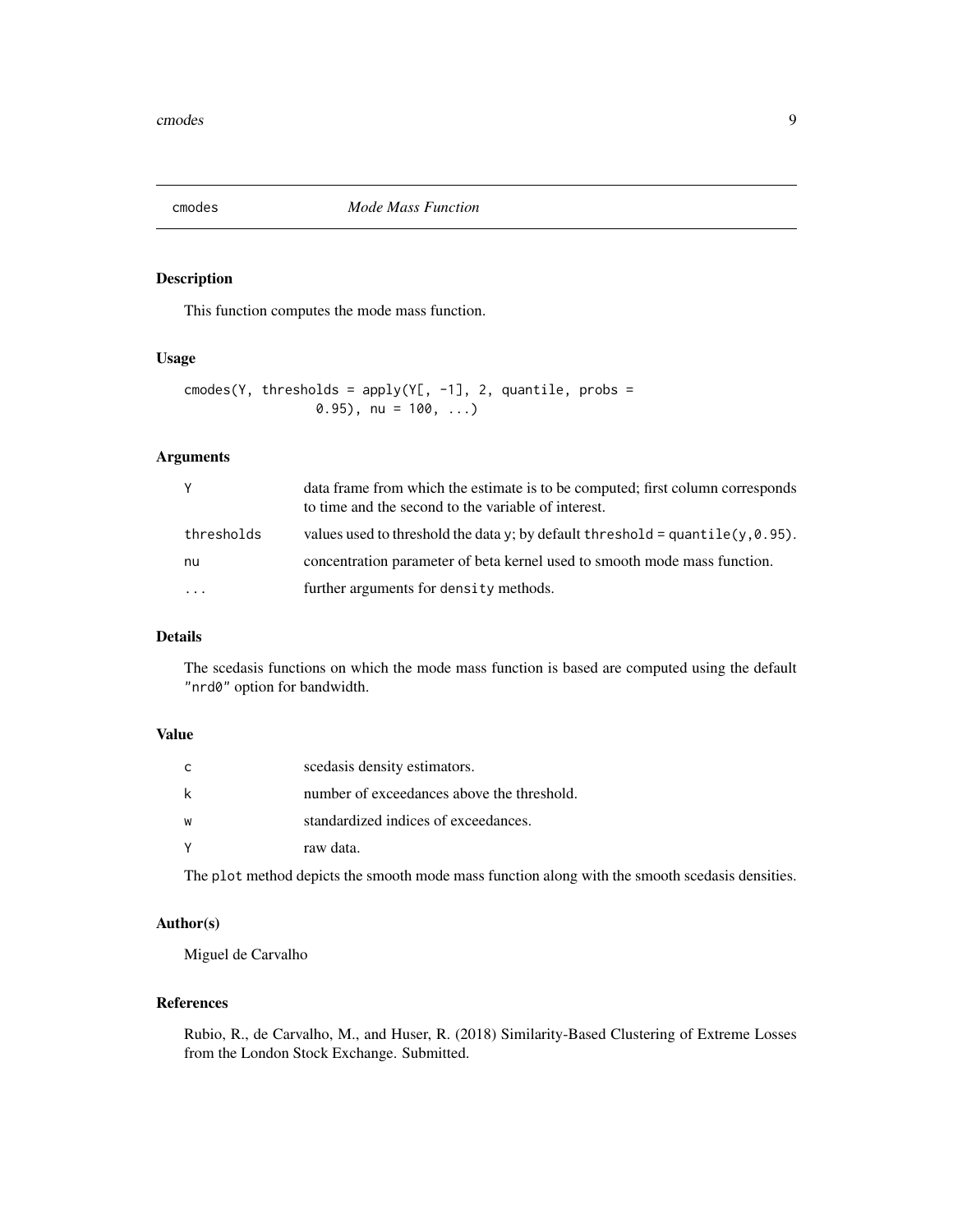# cmodes — *Mode Mass Function*

## Description

This function computes the mode mass function.

## Usage

```
cmodes(Y, thresholds = apply(Y[, -1], 2, quantile, probs =
               0.95), nu = 100, ...)
```

## Arguments

| | |
|---|---|
| `Y` | data frame from which the estimate is to be computed; first column corresponds to time and the second to the variable of interest. |
| `thresholds` | values used to threshold the data `y`; by default `threshold = quantile(y,0.95)`. |
| `nu` | concentration parameter of beta kernel used to smooth mode mass function. |
| `...` | further arguments for `density` methods. |

## Details

The scedasis functions on which the mode mass function is based are computed using the default `"nrd0"` option for bandwidth.

## Value

| | |
|---|---|
| `c` | scedasis density estimators. |
| `k` | number of exceedances above the threshold. |
| `w` | standardized indices of exceedances. |
| `Y` | raw data. |

The `plot` method depicts the smooth mode mass function along with the smooth scedasis densities.

## Author(s)

Miguel de Carvalho

## References

Rubio, R., de Carvalho, M., and Huser, R. (2018) Similarity-Based Clustering of Extreme Losses from the London Stock Exchange. Submitted.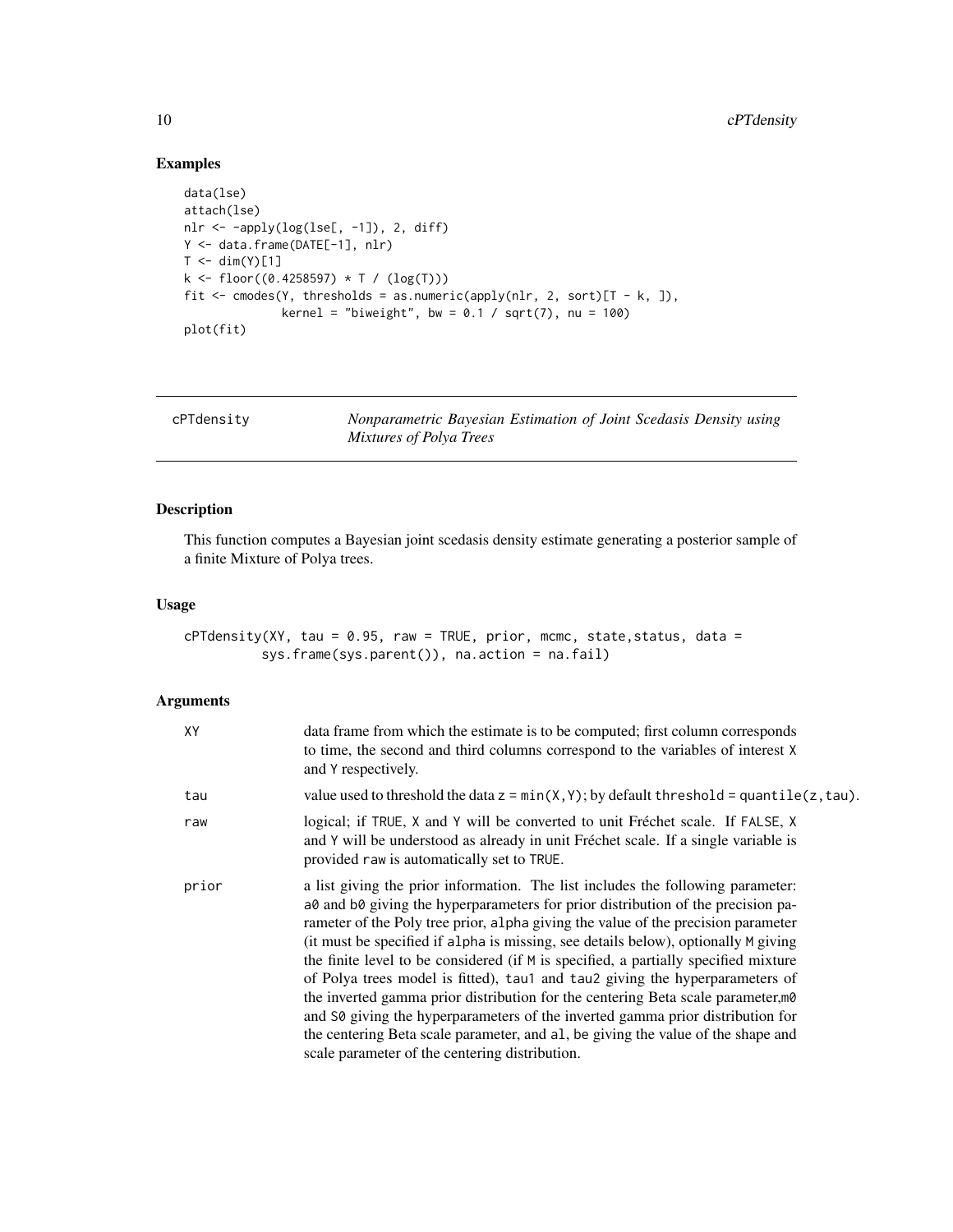## Examples

```
data(lse)
attach(lse)
nlr <- -apply(log(lse[, -1]), 2, diff)
Y <- data.frame(DATE[-1], nlr)
T <- dim(Y)[1]
k <- floor((0.4258597) * T / (log(T)))
fit <- cmodes(Y, thresholds = as.numeric(apply(nlr, 2, sort)[T - k, ]),
              kernel = "biweight", bw = 0.1 / sqrt(7), nu = 100)
plot(fit)
```

---

cPTdensity — *Nonparametric Bayesian Estimation of Joint Scedasis Density using Mixtures of Polya Trees*

---

## Description

This function computes a Bayesian joint scedasis density estimate generating a posterior sample of a finite Mixture of Polya trees.

## Usage

```
cPTdensity(XY, tau = 0.95, raw = TRUE, prior, mcmc, state,status, data =
           sys.frame(sys.parent()), na.action = na.fail)
```

## Arguments

| | |
|---|---|
| XY | data frame from which the estimate is to be computed; first column corresponds to time, the second and third columns correspond to the variables of interest X and Y respectively. |
| tau | value used to threshold the data z = min(X,Y); by default threshold = quantile(z,tau). |
| raw | logical; if TRUE, X and Y will be converted to unit Fréchet scale. If FALSE, X and Y will be understood as already in unit Fréchet scale. If a single variable is provided raw is automatically set to TRUE. |
| prior | a list giving the prior information. The list includes the following parameter: a0 and b0 giving the hyperparameters for prior distribution of the precision parameter of the Poly tree prior, alpha giving the value of the precision parameter (it must be specified if alpha is missing, see details below), optionally M giving the finite level to be considered (if M is specified, a partially specified mixture of Polya trees model is fitted), tau1 and tau2 giving the hyperparameters of the inverted gamma prior distribution for the centering Beta scale parameter,m0 and S0 giving the hyperparameters of the inverted gamma prior distribution for the centering Beta scale parameter, and al, be giving the value of the shape and scale parameter of the centering distribution. |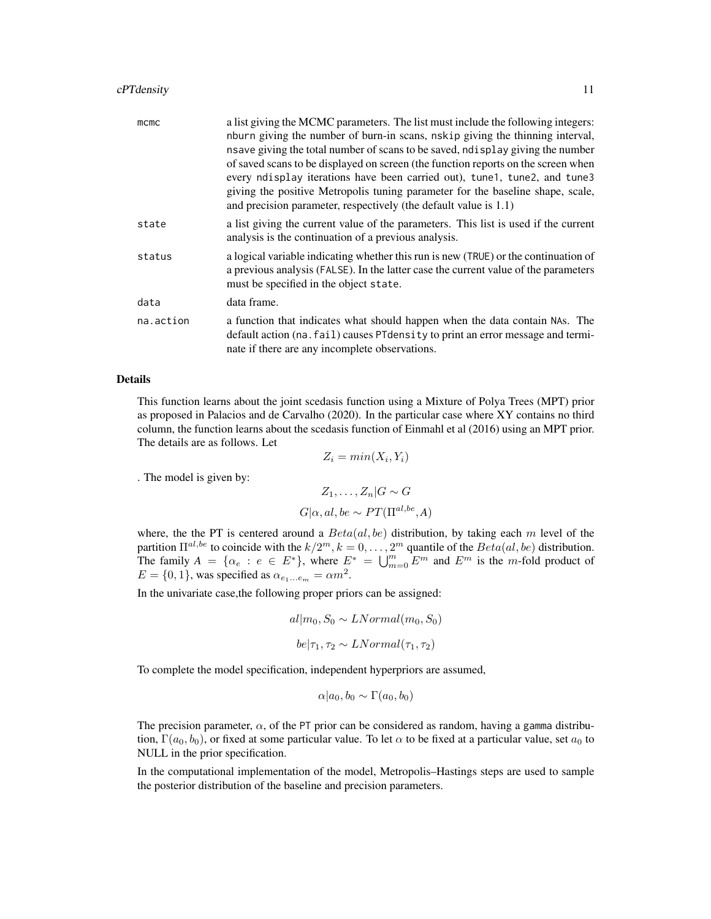| | |
|---|---|
| mcmc | a list giving the MCMC parameters. The list must include the following integers: nburn giving the number of burn-in scans, nskip giving the thinning interval, nsave giving the total number of scans to be saved, ndisplay giving the number of saved scans to be displayed on screen (the function reports on the screen when every ndisplay iterations have been carried out), tune1, tune2, and tune3 giving the positive Metropolis tuning parameter for the baseline shape, scale, and precision parameter, respectively (the default value is 1.1) |
| state | a list giving the current value of the parameters. This list is used if the current analysis is the continuation of a previous analysis. |
| status | a logical variable indicating whether this run is new (TRUE) or the continuation of a previous analysis (FALSE). In the latter case the current value of the parameters must be specified in the object state. |
| data | data frame. |
| na.action | a function that indicates what should happen when the data contain NAs. The default action (na.fail) causes PTdensity to print an error message and terminate if there are any incomplete observations. |

## Details

This function learns about the joint scedasis function using a Mixture of Polya Trees (MPT) prior as proposed in Palacios and de Carvalho (2020). In the particular case where XY contains no third column, the function learns about the scedasis function of Einmahl et al (2016) using an MPT prior. The details are as follows. Let

$$Z_i = min(X_i, Y_i)$$

. The model is given by:

$$Z_1, \ldots, Z_n | G \sim G$$

$$G | \alpha, al, be \sim PT(\Pi^{al,be}, A)$$

where, the the PT is centered around a $Beta(al, be)$ distribution, by taking each $m$ level of the partition $\Pi^{al,be}$ to coincide with the $k/2^m, k = 0, \ldots, 2^m$ quantile of the $Beta(al, be)$ distribution. The family $A = \{\alpha_e : e \in E^*\}$, where $E^* = \bigcup_{m=0}^{m} E^m$ and $E^m$ is the $m$-fold product of $E = \{0, 1\}$, was specified as $\alpha_{e_1 \ldots e_m} = \alpha m^2$.

In the univariate case,the following proper priors can be assigned:

$$al | m_0, S_0 \sim LNormal(m_0, S_0)$$

$$be | \tau_1, \tau_2 \sim LNormal(\tau_1, \tau_2)$$

To complete the model specification, independent hyperpriors are assumed,

$$\alpha | a_0, b_0 \sim \Gamma(a_0, b_0)$$

The precision parameter, $\alpha$, of the PT prior can be considered as random, having a gamma distribution, $\Gamma(a_0, b_0)$, or fixed at some particular value. To let $\alpha$ to be fixed at a particular value, set $a_0$ to NULL in the prior specification.

In the computational implementation of the model, Metropolis–Hastings steps are used to sample the posterior distribution of the baseline and precision parameters.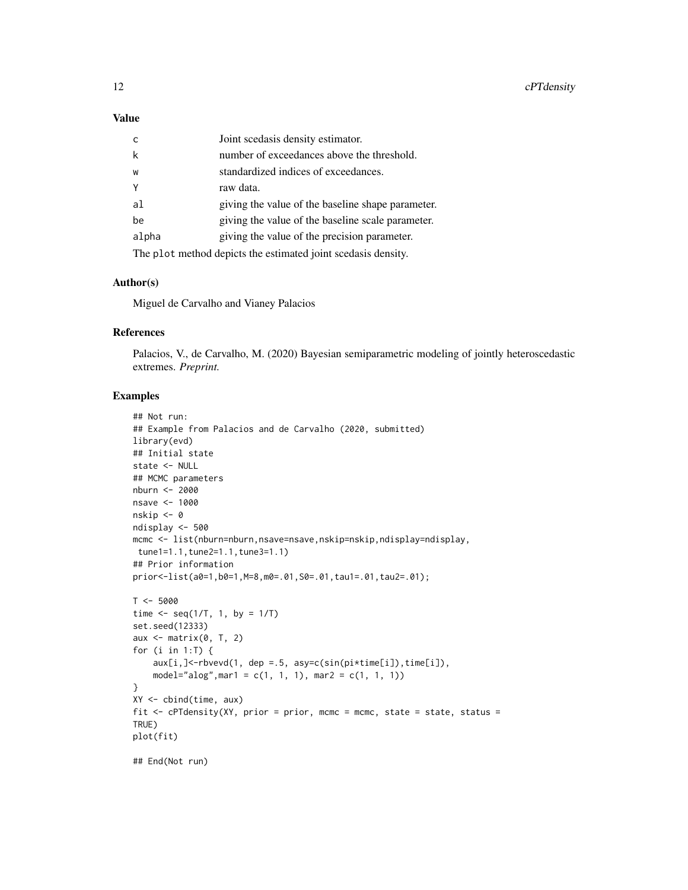## Value

| | |
|---|---|
| c | Joint scedasis density estimator. |
| k | number of exceedances above the threshold. |
| w | standardized indices of exceedances. |
| Y | raw data. |
| al | giving the value of the baseline shape parameter. |
| be | giving the value of the baseline scale parameter. |
| alpha | giving the value of the precision parameter. |

The plot method depicts the estimated joint scedasis density.

## Author(s)

Miguel de Carvalho and Vianey Palacios

## References

Palacios, V., de Carvalho, M. (2020) Bayesian semiparametric modeling of jointly heteroscedastic extremes. *Preprint.*

## Examples

```
## Not run:
## Example from Palacios and de Carvalho (2020, submitted)
library(evd)
## Initial state
state <- NULL
## MCMC parameters
nburn <- 2000
nsave <- 1000
nskip <- 0
ndisplay <- 500
mcmc <- list(nburn=nburn,nsave=nsave,nskip=nskip,ndisplay=ndisplay,
 tune1=1.1,tune2=1.1,tune3=1.1)
## Prior information
prior<-list(a0=1,b0=1,M=8,m0=.01,S0=.01,tau1=.01,tau2=.01);

T <- 5000
time <- seq(1/T, 1, by = 1/T)
set.seed(12333)
aux <- matrix(0, T, 2)
for (i in 1:T) {
    aux[i,]<-rbvevd(1, dep =.5, asy=c(sin(pi*time[i]),time[i]),
    model="alog",mar1 = c(1, 1, 1), mar2 = c(1, 1, 1))
}
XY <- cbind(time, aux)
fit <- cPTdensity(XY, prior = prior, mcmc = mcmc, state = state, status =
TRUE)
plot(fit)

## End(Not run)
```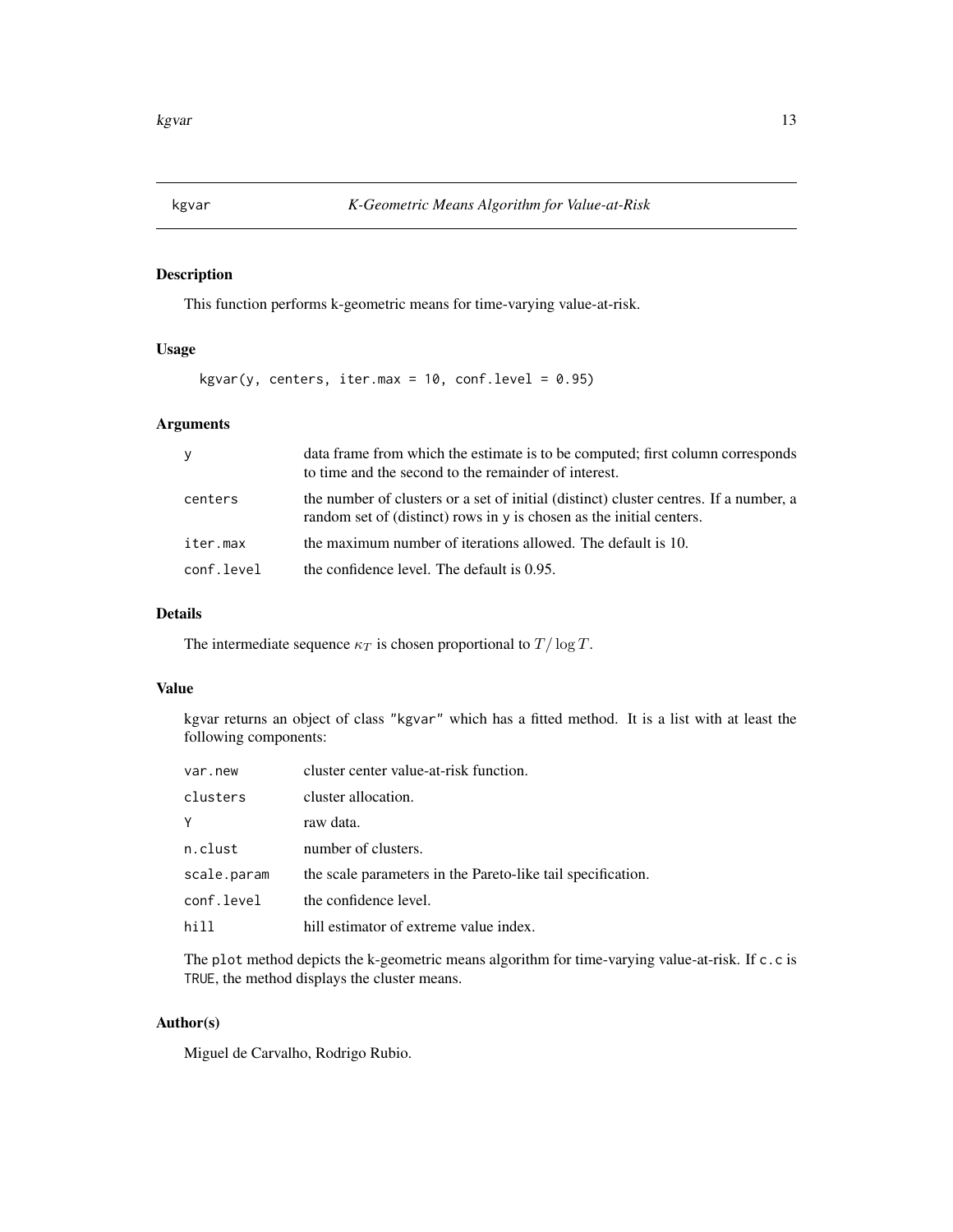# kgvar — *K-Geometric Means Algorithm for Value-at-Risk*

## Description

This function performs k-geometric means for time-varying value-at-risk.

## Usage

```
kgvar(y, centers, iter.max = 10, conf.level = 0.95)
```

## Arguments

| | |
|---|---|
| `y` | data frame from which the estimate is to be computed; first column corresponds to time and the second to the remainder of interest. |
| `centers` | the number of clusters or a set of initial (distinct) cluster centres. If a number, a random set of (distinct) rows in `y` is chosen as the initial centers. |
| `iter.max` | the maximum number of iterations allowed. The default is 10. |
| `conf.level` | the confidence level. The default is 0.95. |

## Details

The intermediate sequence $\kappa_T$ is chosen proportional to $T/\log T$.

## Value

kgvar returns an object of class `"kgvar"` which has a fitted method. It is a list with at least the following components:

| | |
|---|---|
| `var.new` | cluster center value-at-risk function. |
| `clusters` | cluster allocation. |
| `Y` | raw data. |
| `n.clust` | number of clusters. |
| `scale.param` | the scale parameters in the Pareto-like tail specification. |
| `conf.level` | the confidence level. |
| `hill` | hill estimator of extreme value index. |

The `plot` method depicts the k-geometric means algorithm for time-varying value-at-risk. If `c.c` is `TRUE`, the method displays the cluster means.

## Author(s)

Miguel de Carvalho, Rodrigo Rubio.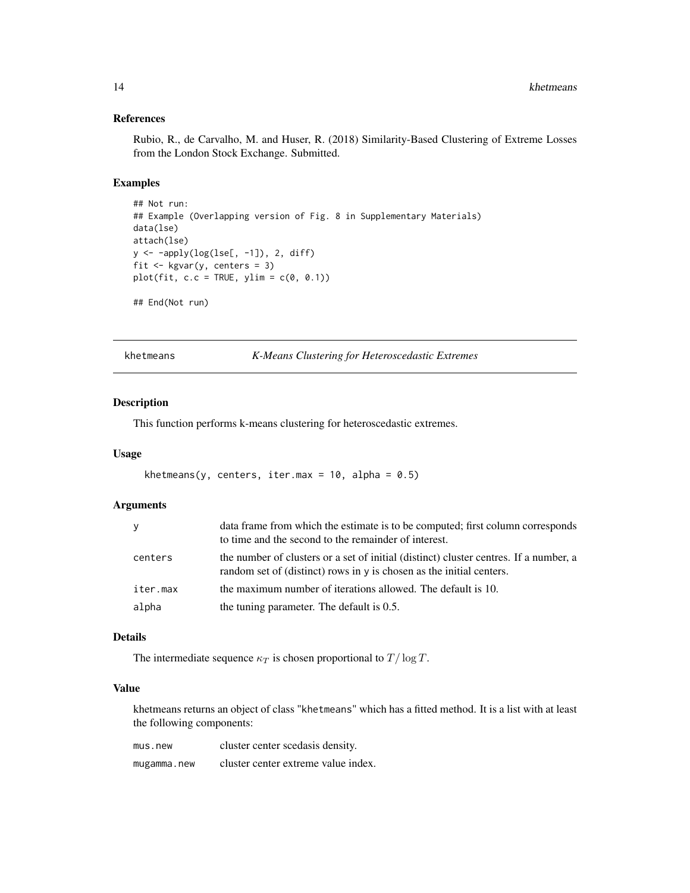### References

Rubio, R., de Carvalho, M. and Huser, R. (2018) Similarity-Based Clustering of Extreme Losses from the London Stock Exchange. Submitted.

### Examples

```
## Not run:
## Example (Overlapping version of Fig. 8 in Supplementary Materials)
data(lse)
attach(lse)
y <- -apply(log(lse[, -1]), 2, diff)
fit <- kgvar(y, centers = 3)
plot(fit, c.c = TRUE, ylim = c(0, 0.1))

## End(Not run)
```

## khetmeans — *K-Means Clustering for Heteroscedastic Extremes*

### Description

This function performs k-means clustering for heteroscedastic extremes.

### Usage

```
khetmeans(y, centers, iter.max = 10, alpha = 0.5)
```

### Arguments

| | |
|---|---|
| y | data frame from which the estimate is to be computed; first column corresponds to time and the second to the remainder of interest. |
| centers | the number of clusters or a set of initial (distinct) cluster centres. If a number, a random set of (distinct) rows in y is chosen as the initial centers. |
| iter.max | the maximum number of iterations allowed. The default is 10. |
| alpha | the tuning parameter. The default is 0.5. |

### Details

The intermediate sequence $\kappa_T$ is chosen proportional to $T/\log T$.

### Value

khetmeans returns an object of class "khetmeans" which has a fitted method. It is a list with at least the following components:

| | |
|---|---|
| mus.new | cluster center scedasis density. |
| mugamma.new | cluster center extreme value index. |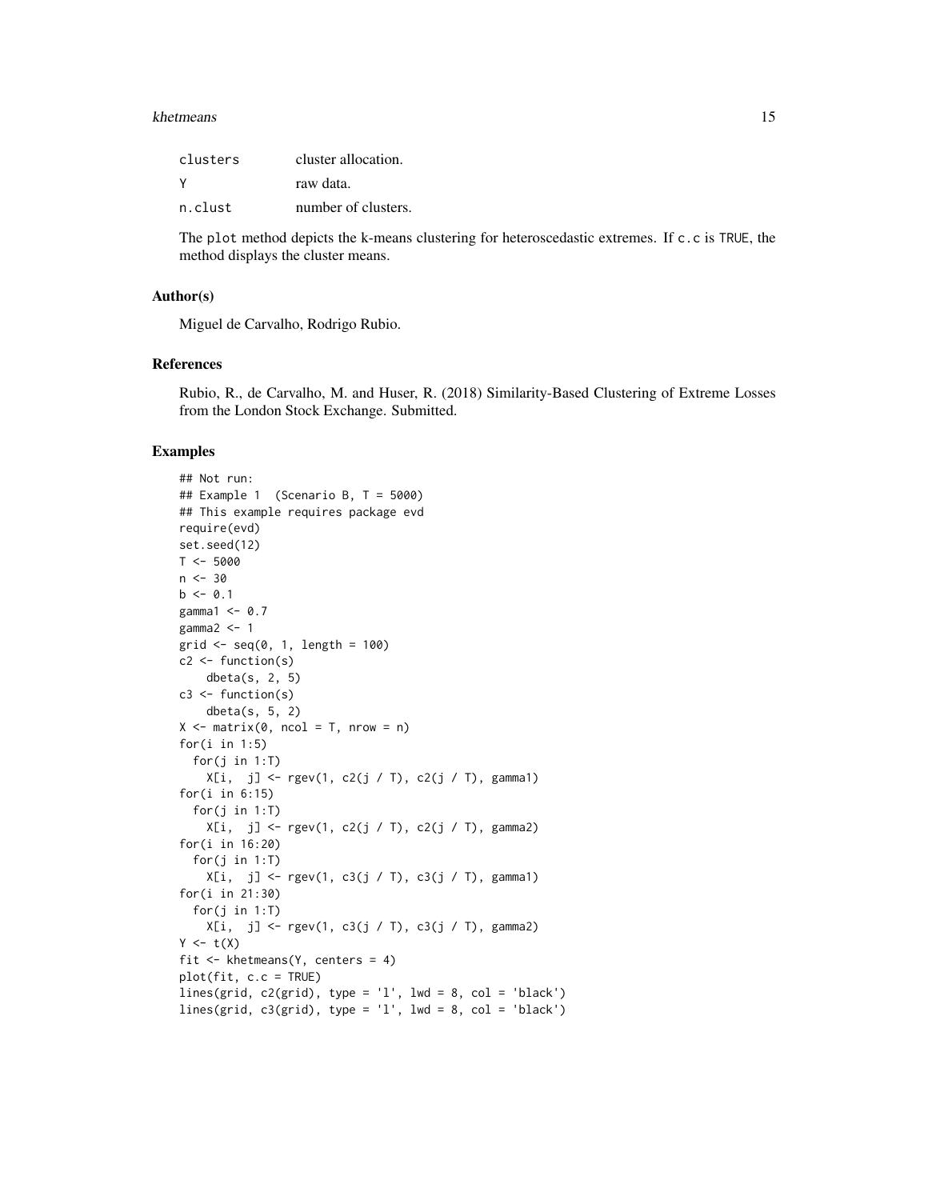| | |
|---|---|
| clusters | cluster allocation. |
| Y | raw data. |
| n.clust | number of clusters. |

The plot method depicts the k-means clustering for heteroscedastic extremes. If c.c is TRUE, the method displays the cluster means.

## Author(s)

Miguel de Carvalho, Rodrigo Rubio.

## References

Rubio, R., de Carvalho, M. and Huser, R. (2018) Similarity-Based Clustering of Extreme Losses from the London Stock Exchange. Submitted.

## Examples

```
## Not run:
## Example 1  (Scenario B, T = 5000)
## This example requires package evd
require(evd)
set.seed(12)
T <- 5000
n <- 30
b <- 0.1
gamma1 <- 0.7
gamma2 <- 1
grid <- seq(0, 1, length = 100)
c2 <- function(s)
    dbeta(s, 2, 5)
c3 <- function(s)
    dbeta(s, 5, 2)
X <- matrix(0, ncol = T, nrow = n)
for(i in 1:5)
  for(j in 1:T)
    X[i,  j] <- rgev(1, c2(j / T), c2(j / T), gamma1)
for(i in 6:15)
  for(j in 1:T)
    X[i,  j] <- rgev(1, c2(j / T), c2(j / T), gamma2)
for(i in 16:20)
  for(j in 1:T)
    X[i,  j] <- rgev(1, c3(j / T), c3(j / T), gamma1)
for(i in 21:30)
  for(j in 1:T)
    X[i,  j] <- rgev(1, c3(j / T), c3(j / T), gamma2)
Y <- t(X)
fit <- khetmeans(Y, centers = 4)
plot(fit, c.c = TRUE)
lines(grid, c2(grid), type = 'l', lwd = 8, col = 'black')
lines(grid, c3(grid), type = 'l', lwd = 8, col = 'black')
```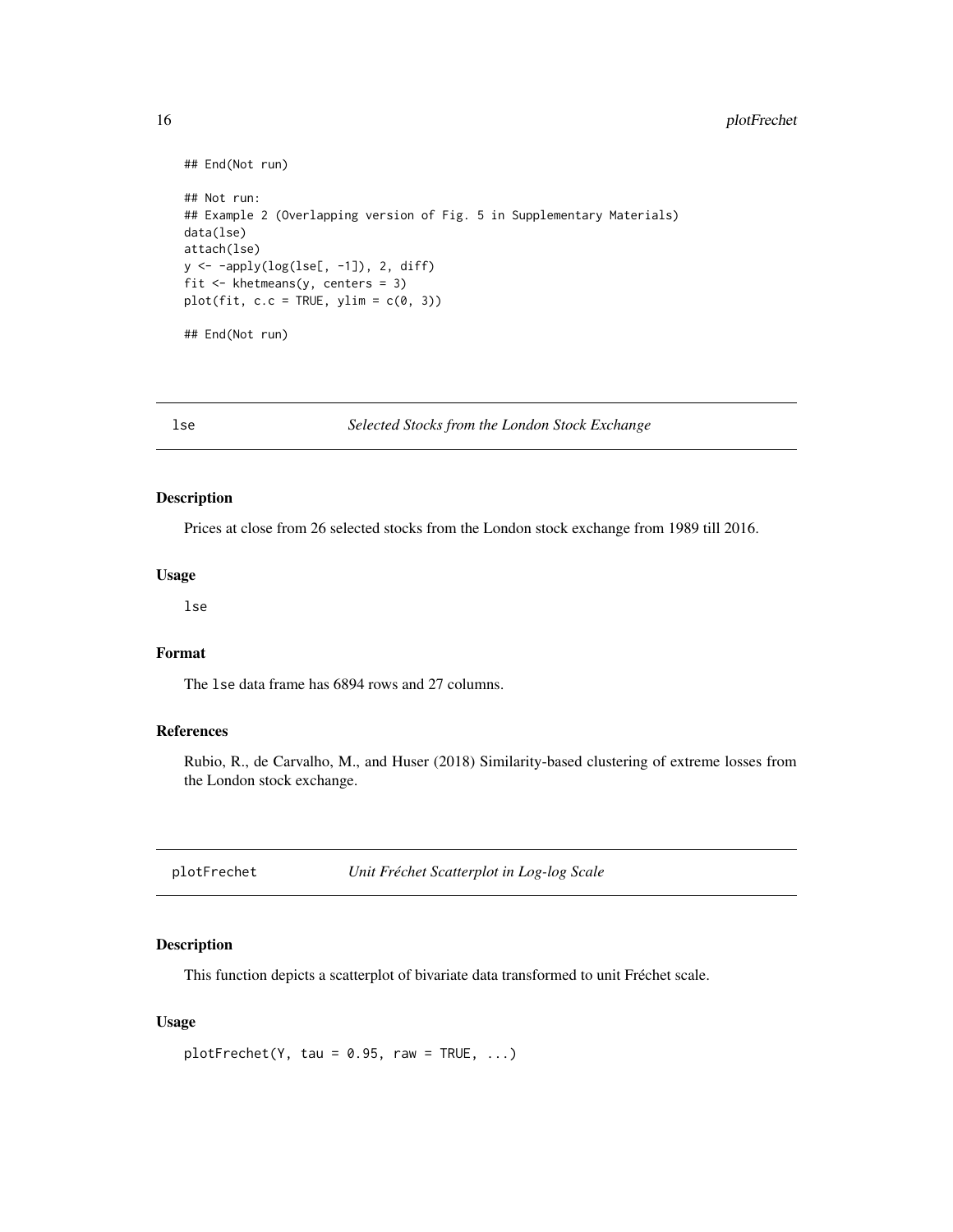```
## End(Not run)

## Not run:
## Example 2 (Overlapping version of Fig. 5 in Supplementary Materials)
data(lse)
attach(lse)
y <- -apply(log(lse[, -1]), 2, diff)
fit <- khetmeans(y, centers = 3)
plot(fit, c.c = TRUE, ylim = c(0, 3))

## End(Not run)
```

---

## lse — *Selected Stocks from the London Stock Exchange*

### Description

Prices at close from 26 selected stocks from the London stock exchange from 1989 till 2016.

### Usage

```
lse
```

### Format

The `lse` data frame has 6894 rows and 27 columns.

### References

Rubio, R., de Carvalho, M., and Huser (2018) Similarity-based clustering of extreme losses from the London stock exchange.

---

## plotFrechet — *Unit Fréchet Scatterplot in Log-log Scale*

### Description

This function depicts a scatterplot of bivariate data transformed to unit Fréchet scale.

### Usage

```
plotFrechet(Y, tau = 0.95, raw = TRUE, ...)
```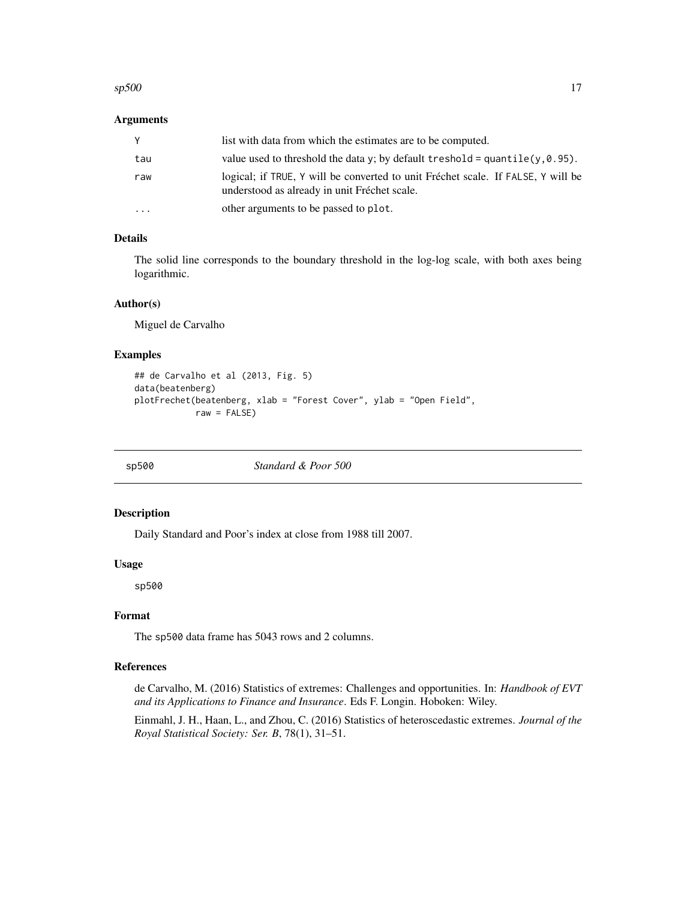### Arguments

| | |
|---|---|
| `Y` | list with data from which the estimates are to be computed. |
| `tau` | value used to threshold the data `y`; by default `treshold = quantile(y,0.95)`. |
| `raw` | logical; if `TRUE`, `Y` will be converted to unit Fréchet scale. If `FALSE`, `Y` will be understood as already in unit Fréchet scale. |
| `...` | other arguments to be passed to `plot`. |

### Details

The solid line corresponds to the boundary threshold in the log-log scale, with both axes being logarithmic.

### Author(s)

Miguel de Carvalho

### Examples

```
## de Carvalho et al (2013, Fig. 5)
data(beatenberg)
plotFrechet(beatenberg, xlab = "Forest Cover", ylab = "Open Field",
            raw = FALSE)
```

---

## sp500 — *Standard & Poor 500*

### Description

Daily Standard and Poor's index at close from 1988 till 2007.

### Usage

```
sp500
```

### Format

The `sp500` data frame has 5043 rows and 2 columns.

### References

de Carvalho, M. (2016) Statistics of extremes: Challenges and opportunities. In: *Handbook of EVT and its Applications to Finance and Insurance*. Eds F. Longin. Hoboken: Wiley.

Einmahl, J. H., Haan, L., and Zhou, C. (2016) Statistics of heteroscedastic extremes. *Journal of the Royal Statistical Society: Ser. B*, 78(1), 31–51.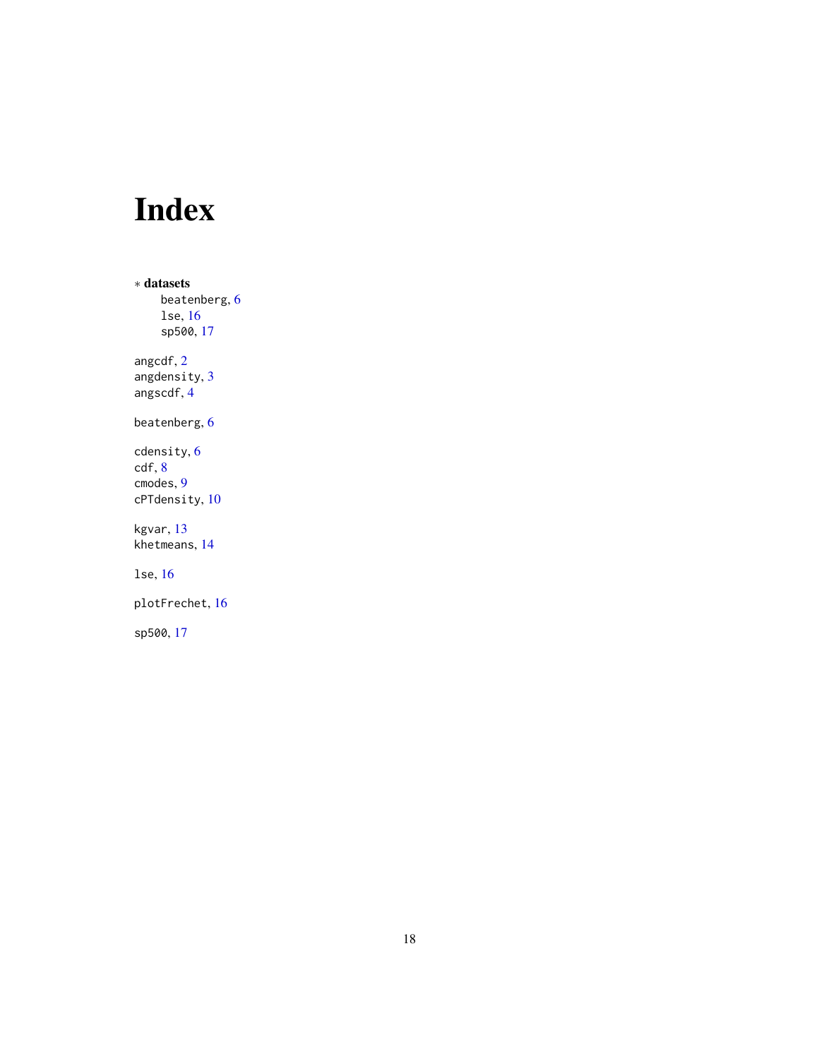# Index

∗ **datasets**
  beatenberg, 6
  lse, 16
  sp500, 17

angcdf, 2
angdensity, 3
angscdf, 4

beatenberg, 6

cdensity, 6
cdf, 8
cmodes, 9
cPTdensity, 10

kgvar, 13
khetmeans, 14

lse, 16

plotFrechet, 16

sp500, 17